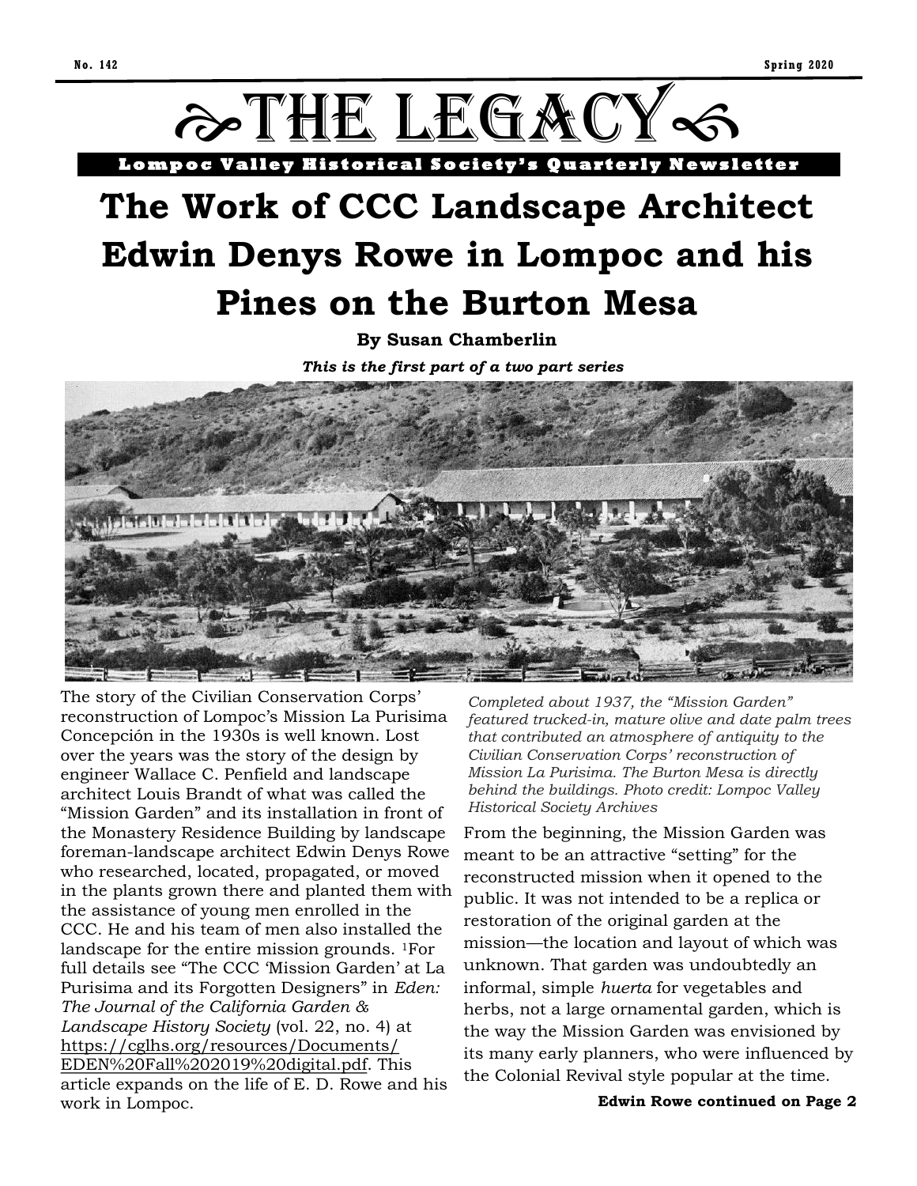# THE LEGACY

**Lompoc Valley Historical Society's Quarterly Newsletter**

# The Work of CCC Landscape Architect Edwin Denys Rowe in Lompoc and his Pines on the Burton Mesa

**By Susan Chamberlin**

***This is the first part of a two part series***

*Completed about 1937, the "Mission Garden" featured trucked-in, mature olive and date palm trees that contributed an atmosphere of antiquity to the Civilian Conservation Corps' reconstruction of Mission La Purisima. The Burton Mesa is directly behind the buildings. Photo credit: Lompoc Valley Historical Society Archives*

The story of the Civilian Conservation Corps' reconstruction of Lompoc's Mission La Purisima Concepción in the 1930s is well known. Lost over the years was the story of the design by engineer Wallace C. Penfield and landscape architect Louis Brandt of what was called the "Mission Garden" and its installation in front of the Monastery Residence Building by landscape foreman-landscape architect Edwin Denys Rowe who researched, located, propagated, or moved in the plants grown there and planted them with the assistance of young men enrolled in the CCC. He and his team of men also installed the landscape for the entire mission grounds. [1]For full details see "The CCC 'Mission Garden' at La Purisima and its Forgotten Designers" in *Eden: The Journal of the California Garden & Landscape History Society* (vol. 22, no. 4) at https://cglhs.org/resources/Documents/EDEN%20Fall%202019%20digital.pdf. This article expands on the life of E. D. Rowe and his work in Lompoc.

From the beginning, the Mission Garden was meant to be an attractive "setting" for the reconstructed mission when it opened to the public. It was not intended to be a replica or restoration of the original garden at the mission—the location and layout of which was unknown. That garden was undoubtedly an informal, simple *huerta* for vegetables and herbs, not a large ornamental garden, which is the way the Mission Garden was envisioned by its many early planners, who were influenced by the Colonial Revival style popular at the time.

**Edwin Rowe continued on Page 2**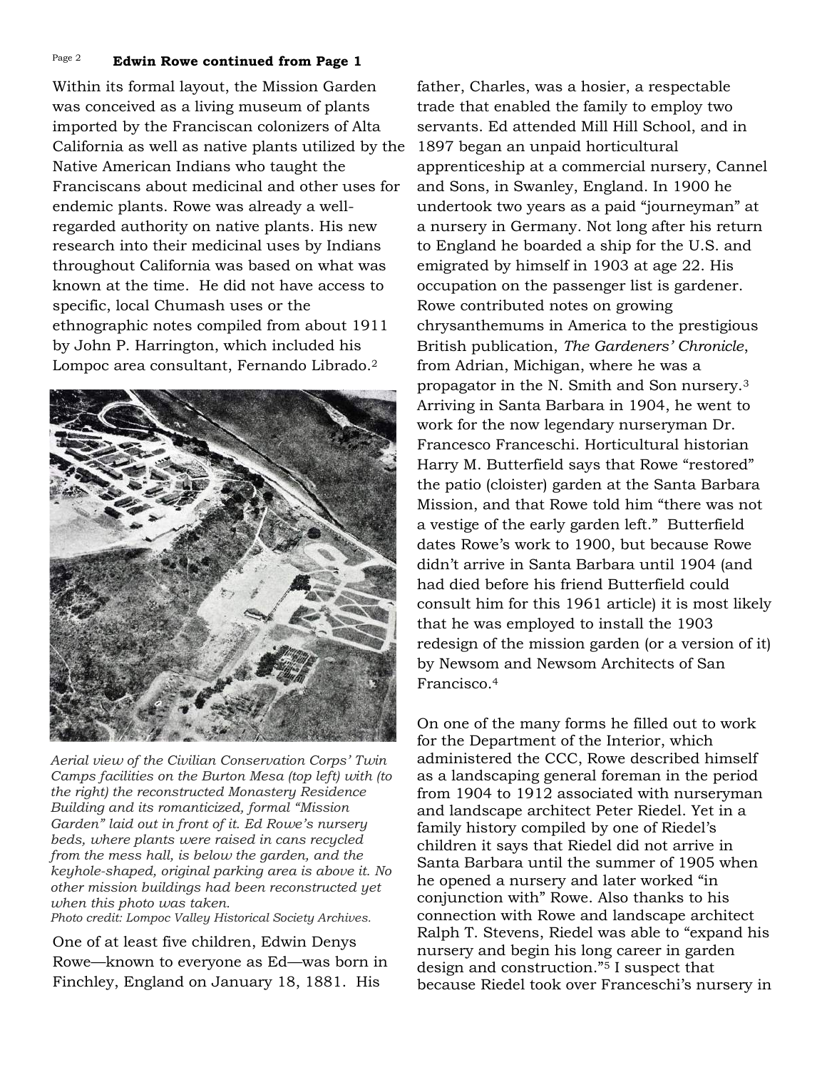**Edwin Rowe continued from Page 1**

Within its formal layout, the Mission Garden was conceived as a living museum of plants imported by the Franciscan colonizers of Alta California as well as native plants utilized by the Native American Indians who taught the Franciscans about medicinal and other uses for endemic plants. Rowe was already a well-regarded authority on native plants. His new research into their medicinal uses by Indians throughout California was based on what was known at the time. He did not have access to specific, local Chumash uses or the ethnographic notes compiled from about 1911 by John P. Harrington, which included his Lompoc area consultant, Fernando Librado.[2]

*Aerial view of the Civilian Conservation Corps' Twin Camps facilities on the Burton Mesa (top left) with (to the right) the reconstructed Monastery Residence Building and its romanticized, formal "Mission Garden" laid out in front of it. Ed Rowe's nursery beds, where plants were raised in cans recycled from the mess hall, is below the garden, and the keyhole-shaped, original parking area is above it. No other mission buildings had been reconstructed yet when this photo was taken.*
*Photo credit: Lompoc Valley Historical Society Archives.*

One of at least five children, Edwin Denys Rowe—known to everyone as Ed—was born in Finchley, England on January 18, 1881. His father, Charles, was a hosier, a respectable trade that enabled the family to employ two servants. Ed attended Mill Hill School, and in 1897 began an unpaid horticultural apprenticeship at a commercial nursery, Cannel and Sons, in Swanley, England. In 1900 he undertook two years as a paid "journeyman" at a nursery in Germany. Not long after his return to England he boarded a ship for the U.S. and emigrated by himself in 1903 at age 22. His occupation on the passenger list is gardener. Rowe contributed notes on growing chrysanthemums in America to the prestigious British publication, *The Gardeners' Chronicle*, from Adrian, Michigan, where he was a propagator in the N. Smith and Son nursery.[3] Arriving in Santa Barbara in 1904, he went to work for the now legendary nurseryman Dr. Francesco Franceschi. Horticultural historian Harry M. Butterfield says that Rowe "restored" the patio (cloister) garden at the Santa Barbara Mission, and that Rowe told him "there was not a vestige of the early garden left." Butterfield dates Rowe's work to 1900, but because Rowe didn't arrive in Santa Barbara until 1904 (and had died before his friend Butterfield could consult him for this 1961 article) it is most likely that he was employed to install the 1903 redesign of the mission garden (or a version of it) by Newsom and Newsom Architects of San Francisco.[4]

On one of the many forms he filled out to work for the Department of the Interior, which administered the CCC, Rowe described himself as a landscaping general foreman in the period from 1904 to 1912 associated with nurseryman and landscape architect Peter Riedel. Yet in a family history compiled by one of Riedel's children it says that Riedel did not arrive in Santa Barbara until the summer of 1905 when he opened a nursery and later worked "in conjunction with" Rowe. Also thanks to his connection with Rowe and landscape architect Ralph T. Stevens, Riedel was able to "expand his nursery and begin his long career in garden design and construction."[5] I suspect that because Riedel took over Franceschi's nursery in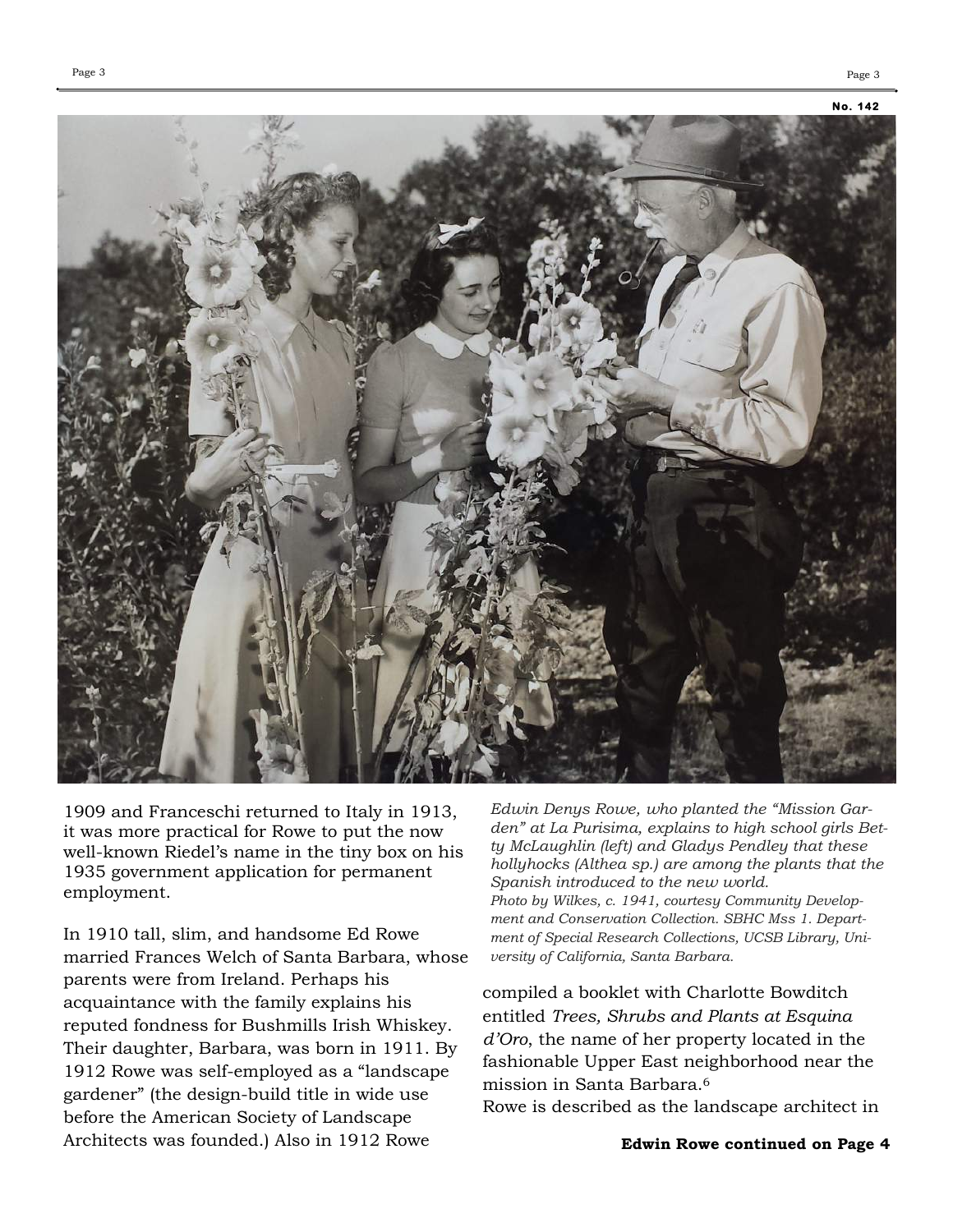1909 and Franceschi returned to Italy in 1913, it was more practical for Rowe to put the now well-known Riedel's name in the tiny box on his 1935 government application for permanent employment.

In 1910 tall, slim, and handsome Ed Rowe married Frances Welch of Santa Barbara, whose parents were from Ireland. Perhaps his acquaintance with the family explains his reputed fondness for Bushmills Irish Whiskey. Their daughter, Barbara, was born in 1911. By 1912 Rowe was self-employed as a "landscape gardener" (the design-build title in wide use before the American Society of Landscape Architects was founded.) Also in 1912 Rowe compiled a booklet with Charlotte Bowditch entitled *Trees, Shrubs and Plants at Esquina d'Oro*, the name of her property located in the fashionable Upper East neighborhood near the mission in Santa Barbara.[6]

Rowe is described as the landscape architect in

*Edwin Denys Rowe, who planted the "Mission Garden" at La Purisima, explains to high school girls Betty McLaughlin (left) and Gladys Pendley that these hollyhocks (Althea sp.) are among the plants that the Spanish introduced to the new world.*
*Photo by Wilkes, c. 1941, courtesy Community Development and Conservation Collection. SBHC Mss 1. Department of Special Research Collections, UCSB Library, University of California, Santa Barbara.*

**Edwin Rowe continued on Page 4**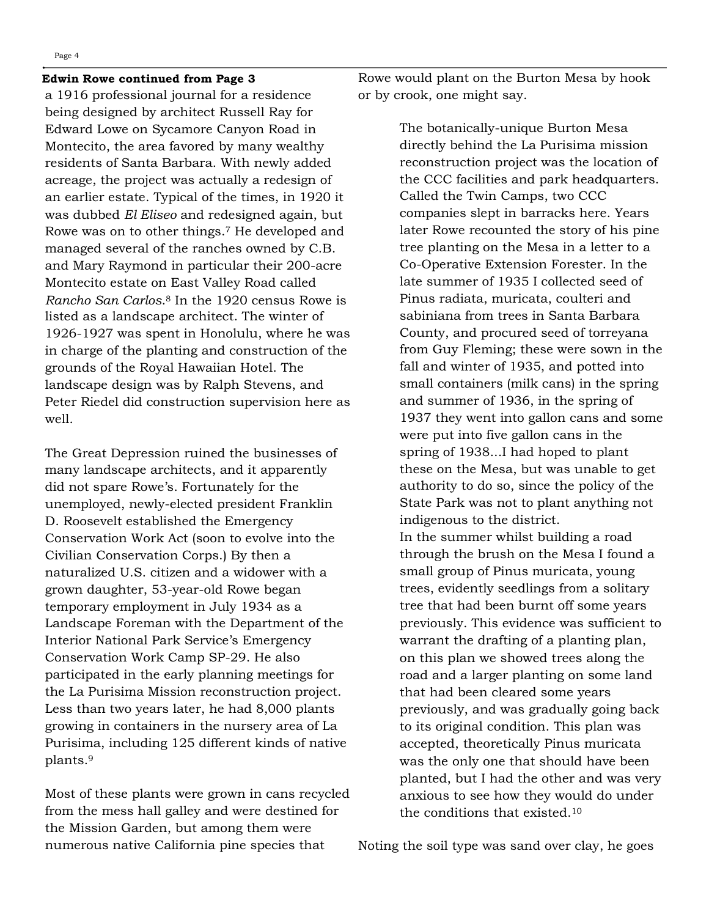**Edwin Rowe continued from Page 3**

a 1916 professional journal for a residence being designed by architect Russell Ray for Edward Lowe on Sycamore Canyon Road in Montecito, the area favored by many wealthy residents of Santa Barbara. With newly added acreage, the project was actually a redesign of an earlier estate. Typical of the times, in 1920 it was dubbed *El Eliseo* and redesigned again, but Rowe was on to other things.[7] He developed and managed several of the ranches owned by C.B. and Mary Raymond in particular their 200-acre Montecito estate on East Valley Road called *Rancho San Carlos*.[8] In the 1920 census Rowe is listed as a landscape architect. The winter of 1926-1927 was spent in Honolulu, where he was in charge of the planting and construction of the grounds of the Royal Hawaiian Hotel. The landscape design was by Ralph Stevens, and Peter Riedel did construction supervision here as well.

The Great Depression ruined the businesses of many landscape architects, and it apparently did not spare Rowe's. Fortunately for the unemployed, newly-elected president Franklin D. Roosevelt established the Emergency Conservation Work Act (soon to evolve into the Civilian Conservation Corps.) By then a naturalized U.S. citizen and a widower with a grown daughter, 53-year-old Rowe began temporary employment in July 1934 as a Landscape Foreman with the Department of the Interior National Park Service's Emergency Conservation Work Camp SP-29. He also participated in the early planning meetings for the La Purisima Mission reconstruction project. Less than two years later, he had 8,000 plants growing in containers in the nursery area of La Purisima, including 125 different kinds of native plants.[9]

Most of these plants were grown in cans recycled from the mess hall galley and were destined for the Mission Garden, but among them were numerous native California pine species that Rowe would plant on the Burton Mesa by hook or by crook, one might say.

> The botanically-unique Burton Mesa directly behind the La Purisima mission reconstruction project was the location of the CCC facilities and park headquarters. Called the Twin Camps, two CCC companies slept in barracks here. Years later Rowe recounted the story of his pine tree planting on the Mesa in a letter to a Co-Operative Extension Forester. In the late summer of 1935 I collected seed of Pinus radiata, muricata, coulteri and sabiniana from trees in Santa Barbara County, and procured seed of torreyana from Guy Fleming; these were sown in the fall and winter of 1935, and potted into small containers (milk cans) in the spring and summer of 1936, in the spring of 1937 they went into gallon cans and some were put into five gallon cans in the spring of 1938...I had hoped to plant these on the Mesa, but was unable to get authority to do so, since the policy of the State Park was not to plant anything not indigenous to the district.
>
> In the summer whilst building a road through the brush on the Mesa I found a small group of Pinus muricata, young trees, evidently seedlings from a solitary tree that had been burnt off some years previously. This evidence was sufficient to warrant the drafting of a planting plan, on this plan we showed trees along the road and a larger planting on some land that had been cleared some years previously, and was gradually going back to its original condition. This plan was accepted, theoretically Pinus muricata was the only one that should have been planted, but I had the other and was very anxious to see how they would do under the conditions that existed.[10]

Noting the soil type was sand over clay, he goes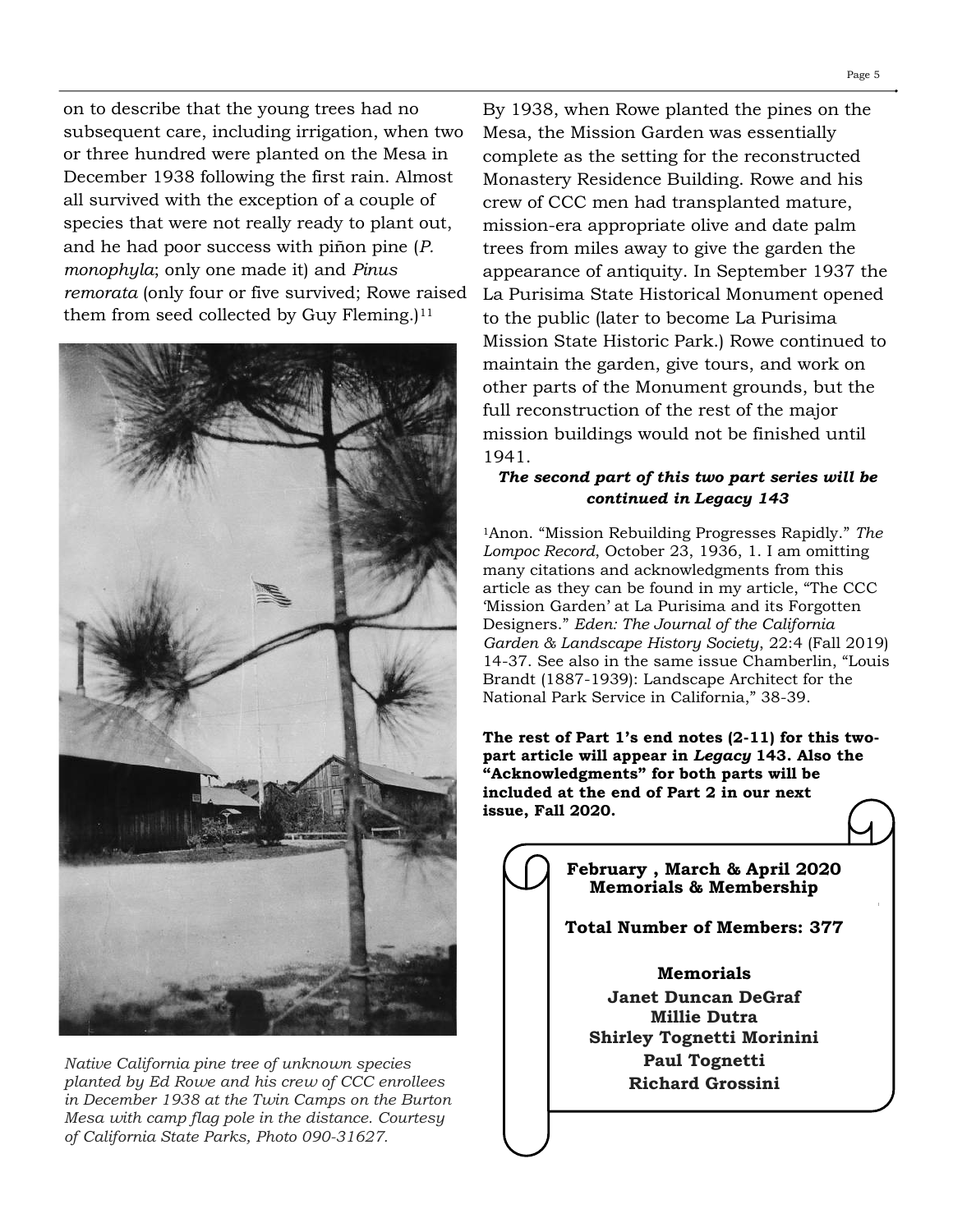on to describe that the young trees had no subsequent care, including irrigation, when two or three hundred were planted on the Mesa in December 1938 following the first rain. Almost all survived with the exception of a couple of species that were not really ready to plant out, and he had poor success with piñon pine (*P. monophyla*; only one made it) and *Pinus remorata* (only four or five survived; Rowe raised them from seed collected by Guy Fleming.)[11]

*Native California pine tree of unknown species planted by Ed Rowe and his crew of CCC enrollees in December 1938 at the Twin Camps on the Burton Mesa with camp flag pole in the distance. Courtesy of California State Parks, Photo 090-31627.*

By 1938, when Rowe planted the pines on the Mesa, the Mission Garden was essentially complete as the setting for the reconstructed Monastery Residence Building. Rowe and his crew of CCC men had transplanted mature, mission-era appropriate olive and date palm trees from miles away to give the garden the appearance of antiquity. In September 1937 the La Purisima State Historical Monument opened to the public (later to become La Purisima Mission State Historic Park.) Rowe continued to maintain the garden, give tours, and work on other parts of the Monument grounds, but the full reconstruction of the rest of the major mission buildings would not be finished until 1941.

***The second part of this two part series will be continued in Legacy 143***

[1]Anon. "Mission Rebuilding Progresses Rapidly." *The Lompoc Record*, October 23, 1936, 1. I am omitting many citations and acknowledgments from this article as they can be found in my article, "The CCC 'Mission Garden' at La Purisima and its Forgotten Designers." *Eden: The Journal of the California Garden & Landscape History Society*, 22:4 (Fall 2019) 14-37. See also in the same issue Chamberlin, "Louis Brandt (1887-1939): Landscape Architect for the National Park Service in California," 38-39.

**The rest of Part 1's end notes (2-11) for this two-part article will appear in *Legacy* 143. Also the "Acknowledgments" for both parts will be included at the end of Part 2 in our next issue, Fall 2020.**

**February , March & April 2020**
**Memorials & Membership**

**Total Number of Members: 377**

**Memorials**

**Janet Duncan DeGraf**
**Millie Dutra**
**Shirley Tognetti Morinini**
**Paul Tognetti**
**Richard Grossini**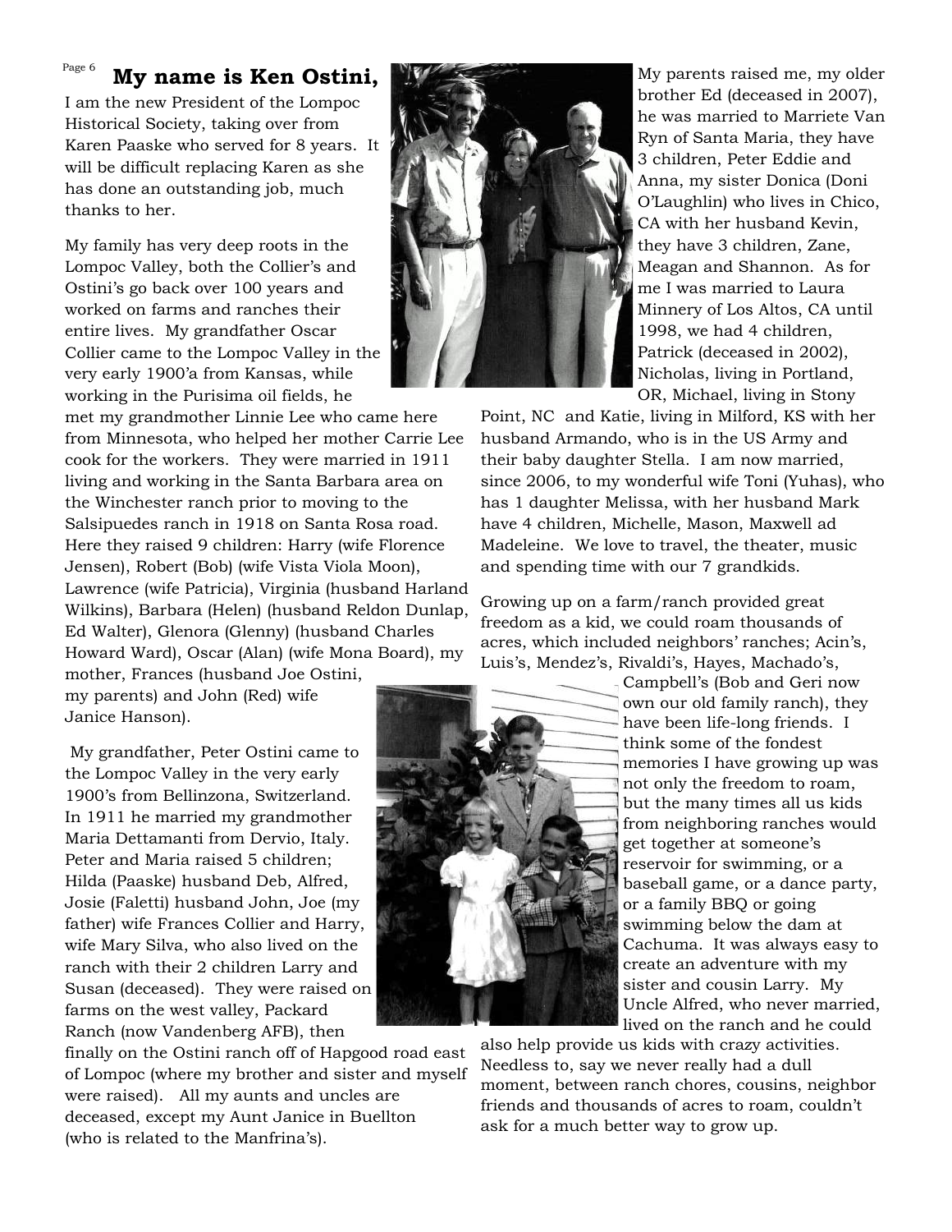## My name is Ken Ostini,

I am the new President of the Lompoc Historical Society, taking over from Karen Paaske who served for 8 years. It will be difficult replacing Karen as she has done an outstanding job, much thanks to her.

My family has very deep roots in the Lompoc Valley, both the Collier's and Ostini's go back over 100 years and worked on farms and ranches their entire lives. My grandfather Oscar Collier came to the Lompoc Valley in the very early 1900'a from Kansas, while working in the Purisima oil fields, he met my grandmother Linnie Lee who came here from Minnesota, who helped her mother Carrie Lee cook for the workers. They were married in 1911 living and working in the Santa Barbara area on the Winchester ranch prior to moving to the Salsipuedes ranch in 1918 on Santa Rosa road. Here they raised 9 children: Harry (wife Florence Jensen), Robert (Bob) (wife Vista Viola Moon), Lawrence (wife Patricia), Virginia (husband Harland Wilkins), Barbara (Helen) (husband Reldon Dunlap, Ed Walter), Glenora (Glenny) (husband Charles Howard Ward), Oscar (Alan) (wife Mona Board), my mother, Frances (husband Joe Ostini, my parents) and John (Red) wife Janice Hanson).

My grandfather, Peter Ostini came to the Lompoc Valley in the very early 1900's from Bellinzona, Switzerland. In 1911 he married my grandmother Maria Dettamanti from Dervio, Italy. Peter and Maria raised 5 children; Hilda (Paaske) husband Deb, Alfred, Josie (Faletti) husband John, Joe (my father) wife Frances Collier and Harry, wife Mary Silva, who also lived on the ranch with their 2 children Larry and Susan (deceased). They were raised on farms on the west valley, Packard Ranch (now Vandenberg AFB), then finally on the Ostini ranch off of Hapgood road east of Lompoc (where my brother and sister and myself were raised). All my aunts and uncles are deceased, except my Aunt Janice in Buellton (who is related to the Manfrina's).

My parents raised me, my older brother Ed (deceased in 2007), he was married to Marriete Van Ryn of Santa Maria, they have 3 children, Peter Eddie and Anna, my sister Donica (Doni O'Laughlin) who lives in Chico, CA with her husband Kevin, they have 3 children, Zane, Meagan and Shannon. As for me I was married to Laura Minnery of Los Altos, CA until 1998, we had 4 children, Patrick (deceased in 2002), Nicholas, living in Portland, OR, Michael, living in Stony Point, NC and Katie, living in Milford, KS with her husband Armando, who is in the US Army and their baby daughter Stella. I am now married, since 2006, to my wonderful wife Toni (Yuhas), who has 1 daughter Melissa, with her husband Mark have 4 children, Michelle, Mason, Maxwell ad Madeleine. We love to travel, the theater, music and spending time with our 7 grandkids.

Growing up on a farm/ranch provided great freedom as a kid, we could roam thousands of acres, which included neighbors' ranches; Acin's, Luis's, Mendez's, Rivaldi's, Hayes, Machado's, Campbell's (Bob and Geri now own our old family ranch), they have been life-long friends. I think some of the fondest memories I have growing up was not only the freedom to roam, but the many times all us kids from neighboring ranches would get together at someone's reservoir for swimming, or a baseball game, or a dance party, or a family BBQ or going swimming below the dam at Cachuma. It was always easy to create an adventure with my sister and cousin Larry. My Uncle Alfred, who never married, lived on the ranch and he could also help provide us kids with crazy activities. Needless to, say we never really had a dull moment, between ranch chores, cousins, neighbor friends and thousands of acres to roam, couldn't ask for a much better way to grow up.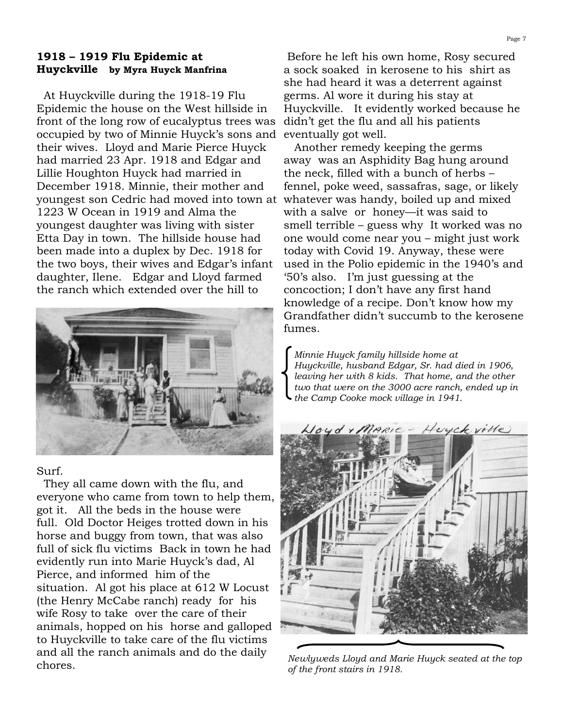## 1918 – 1919 Flu Epidemic at Huyckville by Myra Huyck Manfrina

At Huyckville during the 1918-19 Flu Epidemic the house on the West hillside in front of the long row of eucalyptus trees was occupied by two of Minnie Huyck's sons and their wives. Lloyd and Marie Pierce Huyck had married 23 Apr. 1918 and Edgar and Lillie Houghton Huyck had married in December 1918. Minnie, their mother and youngest son Cedric had moved into town at 1223 W Ocean in 1919 and Alma the youngest daughter was living with sister Etta Day in town. The hillside house had been made into a duplex by Dec. 1918 for the two boys, their wives and Edgar's infant daughter, Ilene. Edgar and Lloyd farmed the ranch which extended over the hill to Surf.

They all came down with the flu, and everyone who came from town to help them, got it. All the beds in the house were full. Old Doctor Heiges trotted down in his horse and buggy from town, that was also full of sick flu victims Back in town he had evidently run into Marie Huyck's dad, Al Pierce, and informed him of the situation. Al got his place at 612 W Locust (the Henry McCabe ranch) ready for his wife Rosy to take over the care of their animals, hopped on his horse and galloped to Huyckville to take care of the flu victims and all the ranch animals and do the daily chores.

Before he left his own home, Rosy secured a sock soaked in kerosene to his shirt as she had heard it was a deterrent against germs. Al wore it during his stay at Huyckville. It evidently worked because he didn't get the flu and all his patients eventually got well.

Another remedy keeping the germs away was an Asphidity Bag hung around the neck, filled with a bunch of herbs – fennel, poke weed, sassafras, sage, or likely whatever was handy, boiled up and mixed with a salve or honey—it was said to smell terrible – guess why It worked was no one would come near you – might just work today with Covid 19. Anyway, these were used in the Polio epidemic in the 1940's and '50's also. I'm just guessing at the concoction; I don't have any first hand knowledge of a recipe. Don't know how my Grandfather didn't succumb to the kerosene fumes.

*Minnie Huyck family hillside home at Huyckville, husband Edgar, Sr. had died in 1906, leaving her with 8 kids. That home, and the other two that were on the 3000 acre ranch, ended up in the Camp Cooke mock village in 1941.*

Lloyd + Marie - Huyckville

*Newlyweds Lloyd and Marie Huyck seated at the top of the front stairs in 1918.*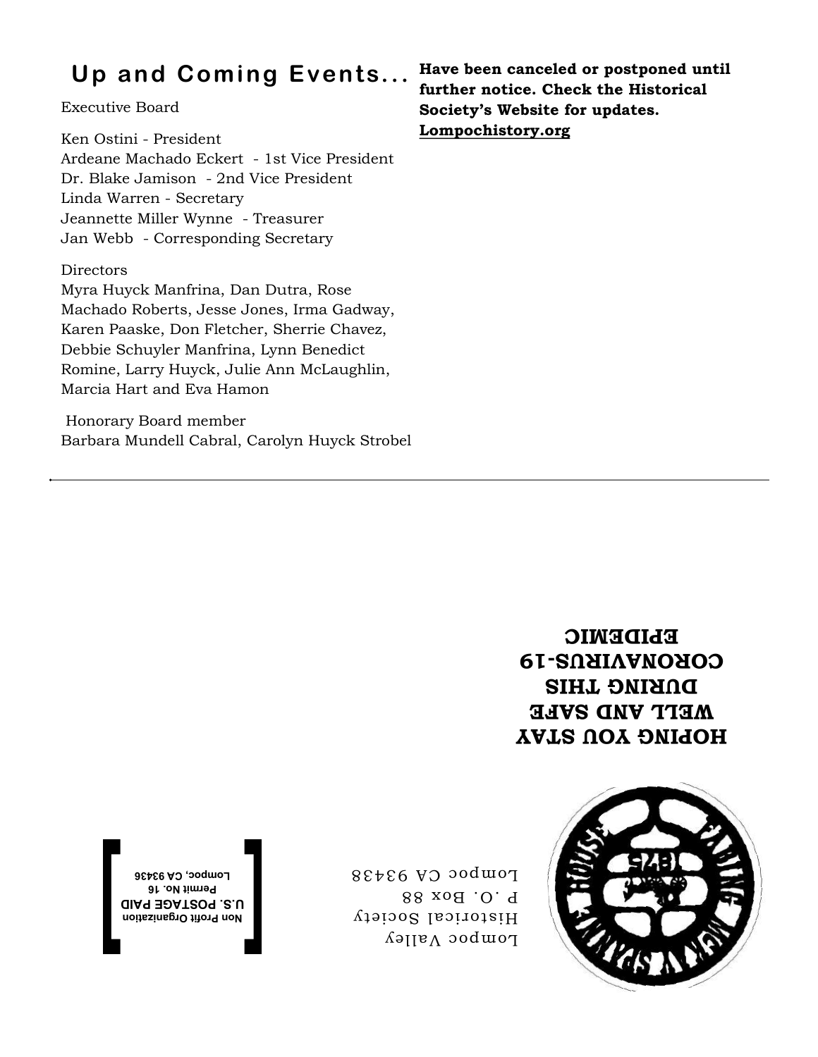## Up and Coming Events...

**Have been canceled or postponed until further notice. Check the Historical Society's Website for updates. Lompochistory.org**

Executive Board

Ken Ostini - President
Ardeane Machado Eckert - 1st Vice President
Dr. Blake Jamison - 2nd Vice President
Linda Warren - Secretary
Jeannette Miller Wynne - Treasurer
Jan Webb - Corresponding Secretary

Directors
Myra Huyck Manfrina, Dan Dutra, Rose Machado Roberts, Jesse Jones, Irma Gadway, Karen Paaske, Don Fletcher, Sherrie Chavez, Debbie Schuyler Manfrina, Lynn Benedict Romine, Larry Huyck, Julie Ann McLaughlin, Marcia Hart and Eva Hamon

Honorary Board member
Barbara Mundell Cabral, Carolyn Huyck Strobel

---

**HOPING YOU STAY WELL AND SAFE DURING THIS CORONAVIRUS-19 EPIDEMIC**

Lompoc Valley
Historical Society
P.O. Box 88
Lompoc CA 93438

Non Profit Organization
U.S. POSTAGE PAID
Permit No. 16
Lompoc, CA 93436